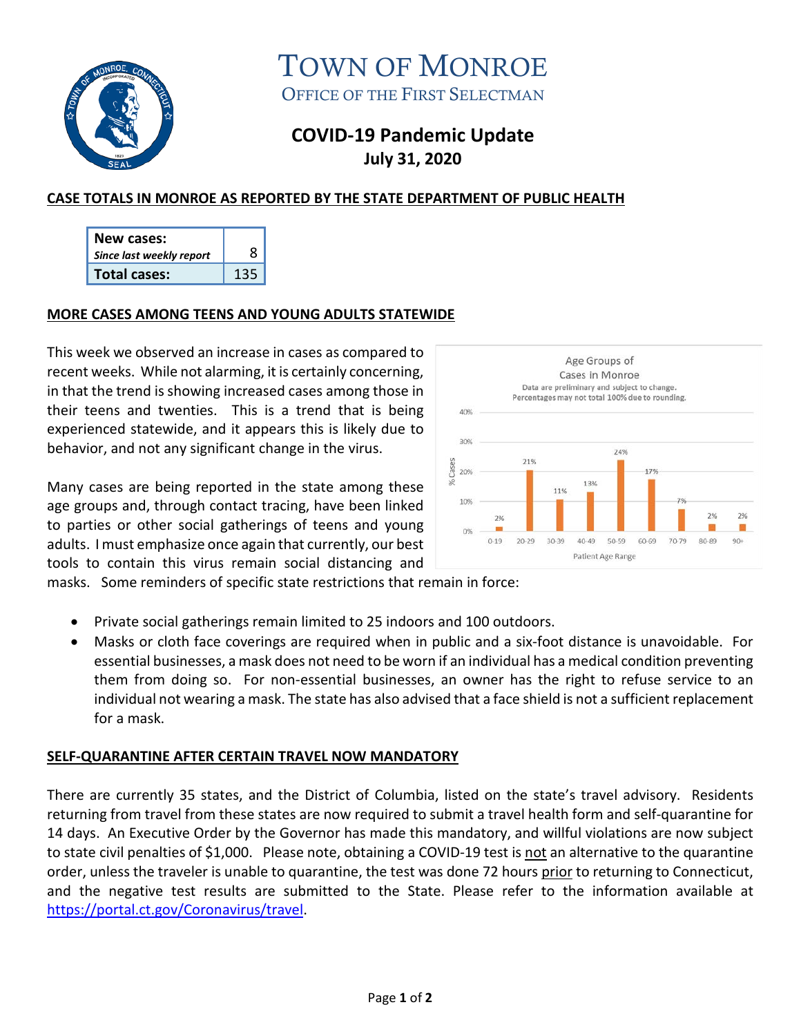# TOWN OF MONROE

OFFICE OF THE FIRST SELECTMAN

## COVID-19 Pandemic Update

**July 31, 2020**

### CASE TOTALS IN MONROE AS REPORTED BY THE STATE DEPARTMENT OF PUBLIC HEALTH

| **New cases:** *Since last weekly report* | 8 |
|---|---|
| **Total cases:** | 135 |

### MORE CASES AMONG TEENS AND YOUNG ADULTS STATEWIDE

This week we observed an increase in cases as compared to recent weeks. While not alarming, it is certainly concerning, in that the trend is showing increased cases among those in their teens and twenties. This is a trend that is being experienced statewide, and it appears this is likely due to behavior, and not any significant change in the virus.

Age Groups of Cases in Monroe
Data are preliminary and subject to change.
Percentages may not total 100% due to rounding.

| Patient Age Range | % Cases |
|---|---|
| 0-19 | 2% |
| 20-29 | 21% |
| 30-39 | 11% |
| 40-49 | 13% |
| 50-59 | 24% |
| 60-69 | 17% |
| 70-79 | 7% |
| 80-89 | 2% |
| 90+ | 2% |

Many cases are being reported in the state among these age groups and, through contact tracing, have been linked to parties or other social gatherings of teens and young adults. I must emphasize once again that currently, our best tools to contain this virus remain social distancing and masks. Some reminders of specific state restrictions that remain in force:

- Private social gatherings remain limited to 25 indoors and 100 outdoors.
- Masks or cloth face coverings are required when in public and a six-foot distance is unavoidable. For essential businesses, a mask does not need to be worn if an individual has a medical condition preventing them from doing so. For non-essential businesses, an owner has the right to refuse service to an individual not wearing a mask. The state has also advised that a face shield is not a sufficient replacement for a mask.

### SELF-QUARANTINE AFTER CERTAIN TRAVEL NOW MANDATORY

There are currently 35 states, and the District of Columbia, listed on the state's travel advisory. Residents returning from travel from these states are now required to submit a travel health form and self-quarantine for 14 days. An Executive Order by the Governor has made this mandatory, and willful violations are now subject to state civil penalties of $1,000. Please note, obtaining a COVID-19 test is not an alternative to the quarantine order, unless the traveler is unable to quarantine, the test was done 72 hours prior to returning to Connecticut, and the negative test results are submitted to the State. Please refer to the information available at https://portal.ct.gov/Coronavirus/travel.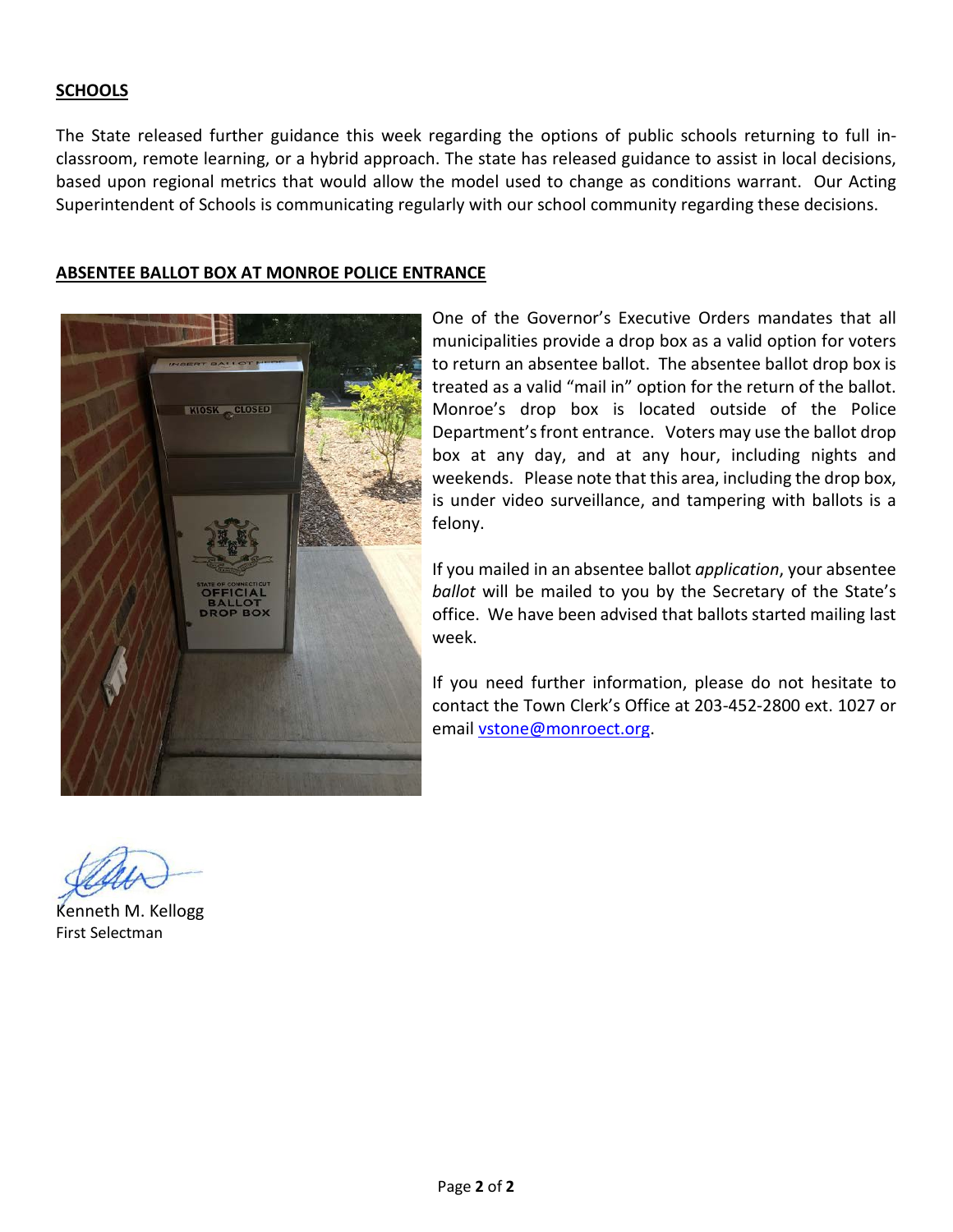**SCHOOLS**

The State released further guidance this week regarding the options of public schools returning to full in-classroom, remote learning, or a hybrid approach. The state has released guidance to assist in local decisions, based upon regional metrics that would allow the model used to change as conditions warrant. Our Acting Superintendent of Schools is communicating regularly with our school community regarding these decisions.

**ABSENTEE BALLOT BOX AT MONROE POLICE ENTRANCE**

One of the Governor's Executive Orders mandates that all municipalities provide a drop box as a valid option for voters to return an absentee ballot. The absentee ballot drop box is treated as a valid "mail in" option for the return of the ballot. Monroe's drop box is located outside of the Police Department's front entrance. Voters may use the ballot drop box at any day, and at any hour, including nights and weekends. Please note that this area, including the drop box, is under video surveillance, and tampering with ballots is a felony.

If you mailed in an absentee ballot *application*, your absentee *ballot* will be mailed to you by the Secretary of the State's office. We have been advised that ballots started mailing last week.

If you need further information, please do not hesitate to contact the Town Clerk's Office at 203-452-2800 ext. 1027 or email vstone@monroect.org.

Kenneth M. Kellogg
First Selectman